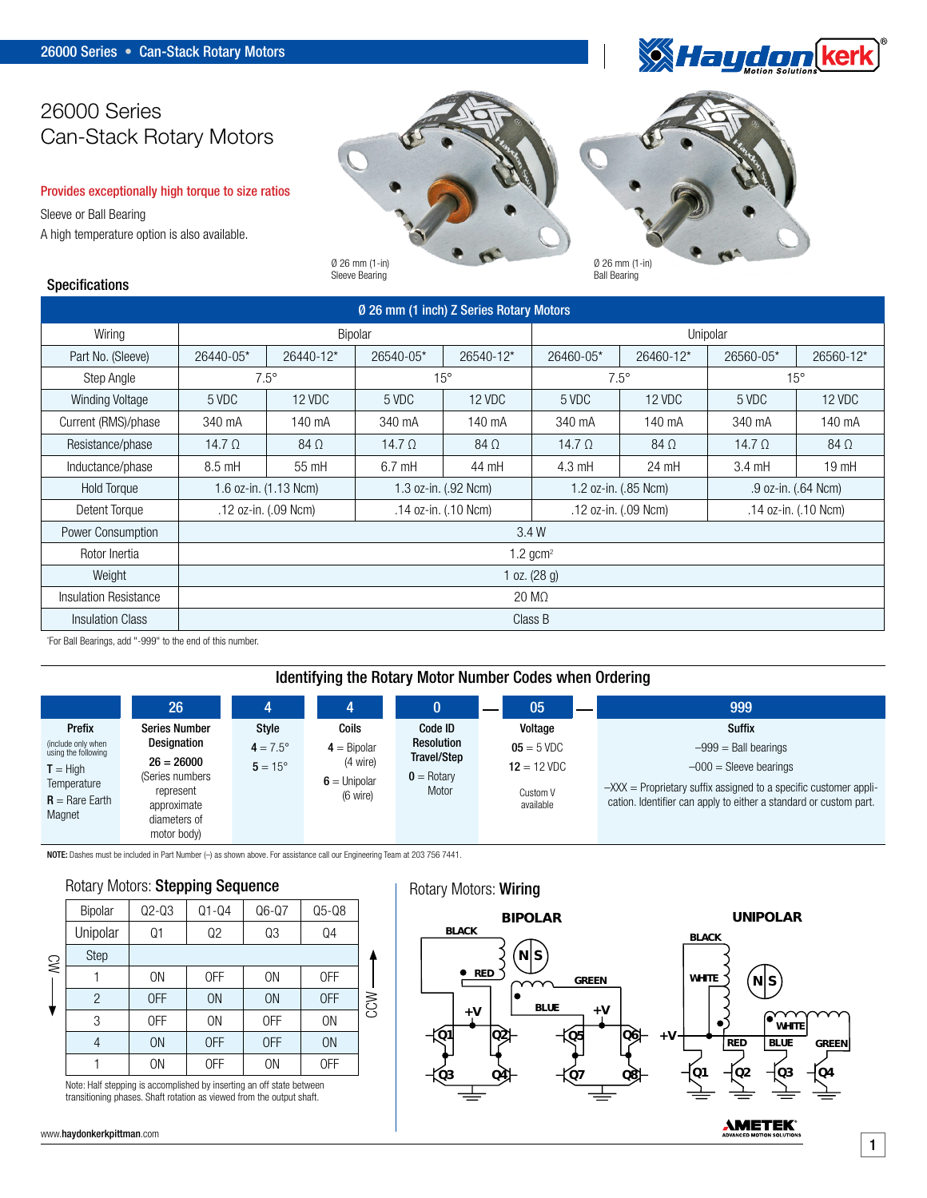# 26000 Series
# Can-Stack Rotary Motors

**Provides exceptionally high torque to size ratios**

Sleeve or Ball Bearing

A high temperature option is also available.

Ø 26 mm (1-in)
Sleeve Bearing

Ø 26 mm (1-in)
Ball Bearing

## Specifications

| Ø 26 mm (1 inch) Z Series Rotary Motors | | | | | | | | |
|---|---|---|---|---|---|---|---|---|
| Wiring | Bipolar | | | | Unipolar | | | |
| Part No. (Sleeve) | 26440-05* | 26440-12* | 26540-05* | 26540-12* | 26460-05* | 26460-12* | 26560-05* | 26560-12* |
| Step Angle | 7.5° | | 15° | | 7.5° | | 15° | |
| Winding Voltage | 5 VDC | 12 VDC | 5 VDC | 12 VDC | 5 VDC | 12 VDC | 5 VDC | 12 VDC |
| Current (RMS)/phase | 340 mA | 140 mA | 340 mA | 140 mA | 340 mA | 140 mA | 340 mA | 140 mA |
| Resistance/phase | 14.7 Ω | 84 Ω | 14.7 Ω | 84 Ω | 14.7 Ω | 84 Ω | 14.7 Ω | 84 Ω |
| Inductance/phase | 8.5 mH | 55 mH | 6.7 mH | 44 mH | 4.3 mH | 24 mH | 3.4 mH | 19 mH |
| Hold Torque | 1.6 oz-in. (1.13 Ncm) | | 1.3 oz-in. (.92 Ncm) | | 1.2 oz-in. (.85 Ncm) | | .9 oz-in. (.64 Ncm) | |
| Detent Torque | .12 oz-in. (.09 Ncm) | | .14 oz-in. (.10 Ncm) | | .12 oz-in. (.09 Ncm) | | .14 oz-in. (.10 Ncm) | |
| Power Consumption | 3.4 W | | | | | | | |
| Rotor Inertia | 1.2 gcm² | | | | | | | |
| Weight | 1 oz. (28 g) | | | | | | | |
| Insulation Resistance | 20 MΩ | | | | | | | |
| Insulation Class | Class B | | | | | | | |

*For Ball Bearings, add "-999" to the end of this number.

## Identifying the Rotary Motor Number Codes when Ordering

| | 26 | 4 | 4 | 0 | — | 05 | — | 999 |
|---|---|---|---|---|---|---|---|---|
| **Prefix** (include only when using the following) **T** = High Temperature **R** = Rare Earth Magnet | **Series Number Designation** **26** = 26000 (Series numbers represent approximate diameters of motor body) | **Style** **4** = 7.5° **5** = 15° | **Coils** **4** = Bipolar (4 wire) **6** = Unipolar (6 wire) | **Code ID Resolution Travel/Step** **0** = Rotary Motor | | **Voltage** **05** = 5 VDC **12** = 12 VDC Custom V available | | **Suffix** –999 = Ball bearings –000 = Sleeve bearings –XXX = Proprietary suffix assigned to a specific customer application. Identifier can apply to either a standard or custom part. |

**NOTE:** Dashes must be included in Part Number (–) as shown above. For assistance call our Engineering Team at 203 756 7441.

## Rotary Motors: **Stepping Sequence**

| Bipolar | Q2-Q3 | Q1-Q4 | Q6-Q7 | Q5-Q8 |
|---|---|---|---|---|
| Unipolar | Q1 | Q2 | Q3 | Q4 |
| Step | | | | |
| 1 | ON | OFF | ON | OFF |
| 2 | OFF | ON | ON | OFF |
| 3 | OFF | ON | OFF | ON |
| 4 | ON | OFF | OFF | ON |
| 1 | ON | OFF | ON | OFF |

CW ↓ / CCW ↑

Note: Half stepping is accomplished by inserting an off state between transitioning phases. Shaft rotation as viewed from the output shaft.

## Rotary Motors: **Wiring**

**BIPOLAR** — BLACK, RED, GREEN, BLUE, +V, Q1–Q8

**UNIPOLAR** — BLACK, WHITE, WHITE, RED, BLUE, GREEN, +V, Q1–Q4

www.haydonkerkpittman.com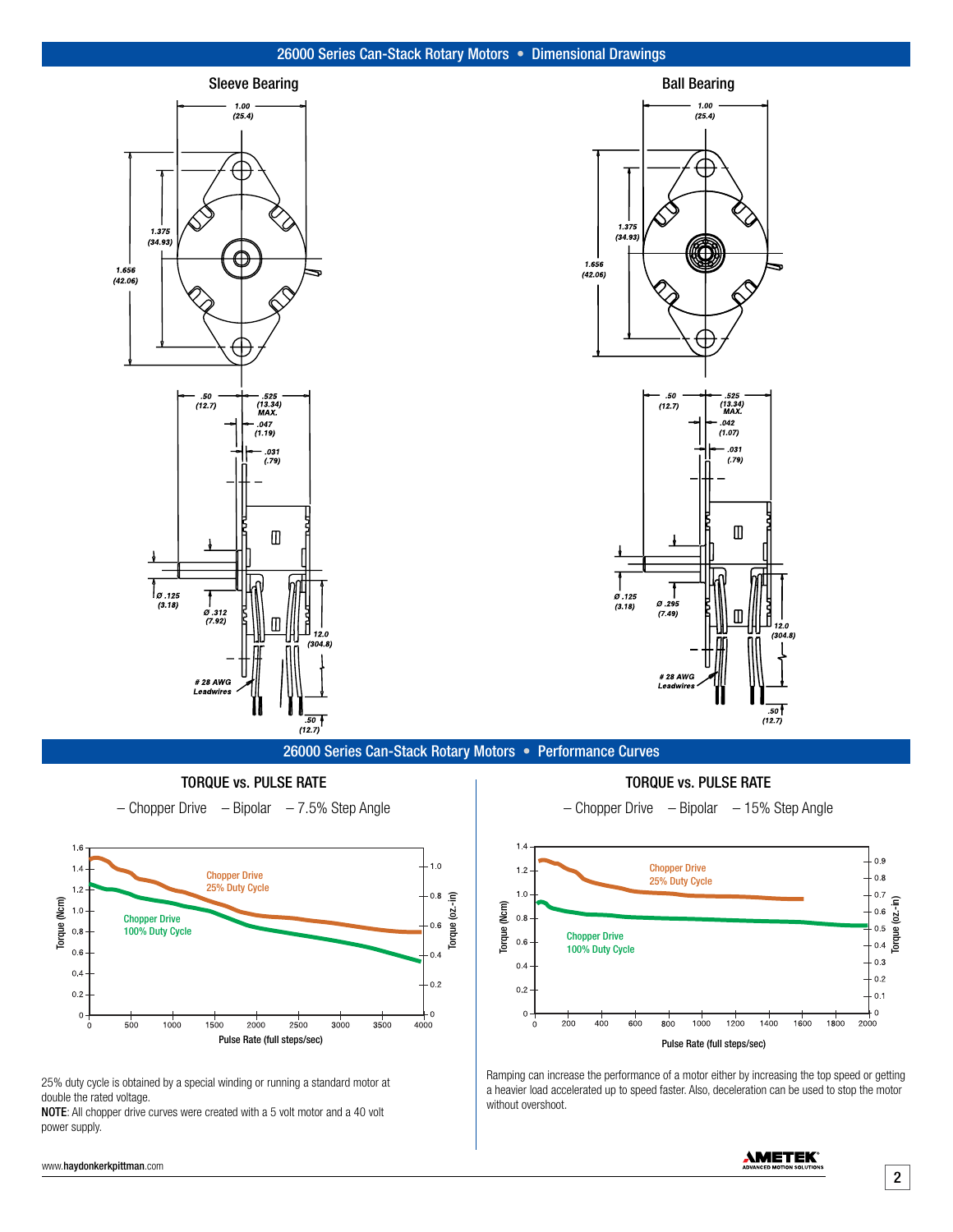## 26000 Series Can-Stack Rotary Motors • Dimensional Drawings

### Sleeve Bearing

1.00 (25.4)

1.375 (34.93)

1.656 (42.06)

.50 (12.7)

.525 (13.34) MAX.

.047 (1.19)

.031 (.79)

Ø .125 (3.18)

Ø .312 (7.92)

12.0 (304.8)

# 28 AWG Leadwires

.50 (12.7)

### Ball Bearing

1.00 (25.4)

1.375 (34.93)

1.656 (42.06)

.50 (12.7)

.525 (13.34) MAX.

.042 (1.07)

.031 (.79)

Ø .125 (3.18)

Ø .295 (7.49)

12.0 (304.8)

# 28 AWG Leadwires

.50 (12.7)

## 26000 Series Can-Stack Rotary Motors • Performance Curves

### TORQUE vs. PULSE RATE

– Chopper Drive – Bipolar – 7.5% Step Angle

Chopper Drive 25% Duty Cycle

Chopper Drive 100% Duty Cycle

Torque (Ncm) / Torque (oz.-in) / Pulse Rate (full steps/sec)

25% duty cycle is obtained by a special winding or running a standard motor at double the rated voltage.

**NOTE**: All chopper drive curves were created with a 5 volt motor and a 40 volt power supply.

### TORQUE vs. PULSE RATE

– Chopper Drive – Bipolar – 15% Step Angle

Chopper Drive 25% Duty Cycle

Chopper Drive 100% Duty Cycle

Torque (Ncm) / Torque (oz.-in) / Pulse Rate (full steps/sec)

Ramping can increase the performance of a motor either by increasing the top speed or getting a heavier load accelerated up to speed faster. Also, deceleration can be used to stop the motor without overshoot.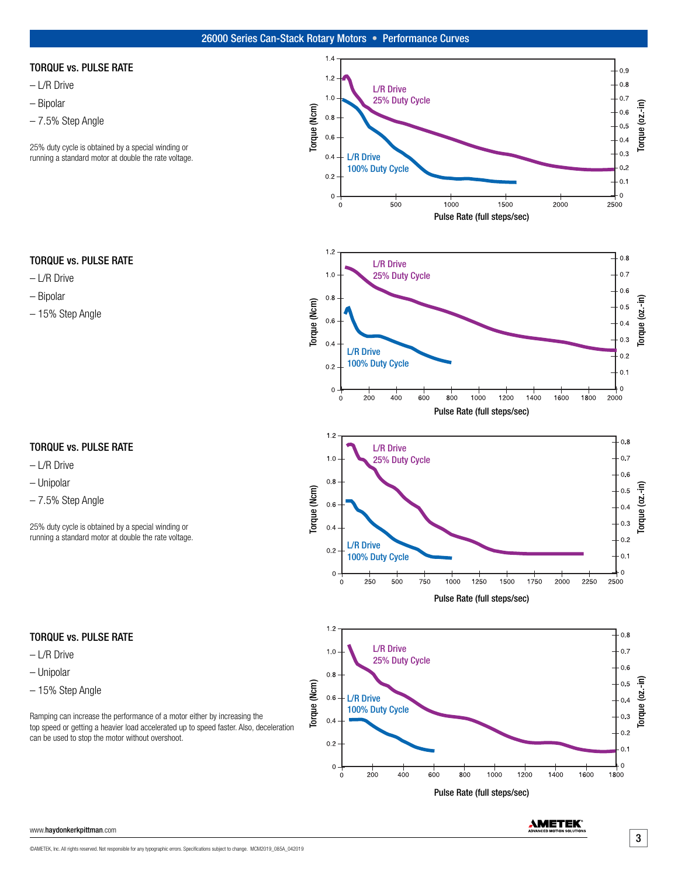## TORQUE vs. PULSE RATE

– L/R Drive

– Bipolar

– 7.5% Step Angle

25% duty cycle is obtained by a special winding or running a standard motor at double the rate voltage.

Torque (Ncm)
1.4
1.2
1.0
0.8
0.6
0.4
0.2
0

Torque (oz.-in)
0.9
0.8
0.7
0.6
0.5
0.4
0.3
0.2
0.1
0

Pulse Rate (full steps/sec)
0
500
1000
1500
2000
2500

L/R Drive
25% Duty Cycle

L/R Drive
100% Duty Cycle

## TORQUE vs. PULSE RATE

– L/R Drive

– Bipolar

– 15% Step Angle

Torque (Ncm)
1.2
1.0
0.8
0.6
0.4
0.2
0

Torque (oz.-in)
0.8
0.7
0.6
0.5
0.4
0.3
0.2
0.1
0

Pulse Rate (full steps/sec)
0
200
400
600
800
1000
1200
1400
1600
1800
2000

L/R Drive
25% Duty Cycle

L/R Drive
100% Duty Cycle

## TORQUE vs. PULSE RATE

– L/R Drive

– Unipolar

– 7.5% Step Angle

25% duty cycle is obtained by a special winding or running a standard motor at double the rate voltage.

Torque (Ncm)
1.2
1.0
0.8
0.6
0.4
0.2
0

Torque (oz.-in)
0.8
0.7
0.6
0.5
0.4
0.3
0.2
0.1
0

Pulse Rate (full steps/sec)
0
250
500
750
1000
1250
1500
1750
2000
2250
2500

L/R Drive
25% Duty Cycle

L/R Drive
100% Duty Cycle

## TORQUE vs. PULSE RATE

– L/R Drive

– Unipolar

– 15% Step Angle

Ramping can increase the performance of a motor either by increasing the top speed or getting a heavier load accelerated up to speed faster. Also, deceleration can be used to stop the motor without overshoot.

Torque (Ncm)
1.2
1.0
0.8
0.6
0.4
0.2
0

Torque (oz.-in)
0.8
0.7
0.6
0.5
0.4
0.3
0.2
0.1
0

Pulse Rate (full steps/sec)
0
200
400
600
800
1000
1200
1400
1600
1800

L/R Drive
25% Duty Cycle

L/R Drive
100% Duty Cycle

www.haydonkerkpittman.com

©AMETEK, Inc. All rights reserved. Not responsible for any typographic errors. Specifications subject to change. MCM2019_085A_042019